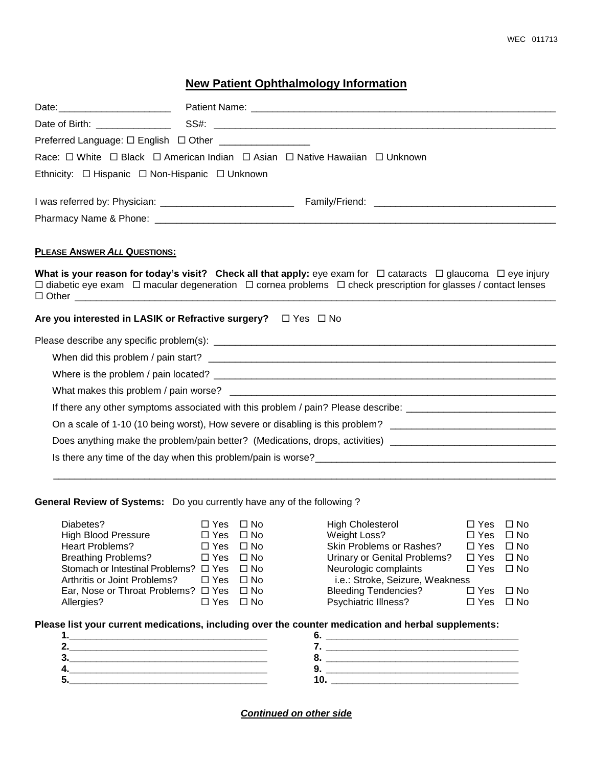WEC 011713

# New Patient Ophthalmology Information

Date:_____________________ Patient Name: _______________________________________________________

Date of Birth: ______________ SS#: ____________________________________________________________

Preferred Language: ☐ English ☐ Other ________________

Race: ☐ White ☐ Black ☐ American Indian ☐ Asian ☐ Native Hawaiian ☐ Unknown

Ethnicity: ☐ Hispanic ☐ Non-Hispanic ☐ Unknown

I was referred by: Physician: ________________________ Family/Friend: ________________________________

Pharmacy Name & Phone: _________________________________________________________________________

**PLEASE ANSWER *ALL* QUESTIONS:**

**What is your reason for today's visit? Check all that apply:** eye exam for ☐ cataracts ☐ glaucoma ☐ eye injury ☐ diabetic eye exam ☐ macular degeneration ☐ cornea problems ☐ check prescription for glasses / contact lenses ☐ Other ________________________________________________________________________________________

**Are you interested in LASIK or Refractive surgery?** ☐ Yes ☐ No

Please describe any specific problem(s): ____________________________________________________________

When did this problem / pain start? ________________________________________________________________

Where is the problem / pain located? _______________________________________________________________

What makes this problem / pain worse? _____________________________________________________________

If there any other symptoms associated with this problem / pain? Please describe: ___________________________

On a scale of 1-10 (10 being worst), How severe or disabling is this problem? ______________________________

Does anything make the problem/pain better? (Medications, drops, activities) ______________________________

Is there any time of the day when this problem/pain is worse?____________________________________________

_____________________________________________________________________________________________

**General Review of Systems:** Do you currently have any of the following ?

| | | | | | |
|---|---|---|---|---|---|
| Diabetes? | ☐ Yes | ☐ No | High Cholesterol | ☐ Yes | ☐ No |
| High Blood Pressure | ☐ Yes | ☐ No | Weight Loss? | ☐ Yes | ☐ No |
| Heart Problems? | ☐ Yes | ☐ No | Skin Problems or Rashes? | ☐ Yes | ☐ No |
| Breathing Problems? | ☐ Yes | ☐ No | Urinary or Genital Problems? | ☐ Yes | ☐ No |
| Stomach or Intestinal Problems? | ☐ Yes | ☐ No | Neurologic complaints i.e.: Stroke, Seizure, Weakness | ☐ Yes | ☐ No |
| Arthritis or Joint Problems? | ☐ Yes | ☐ No | | | |
| Ear, Nose or Throat Problems? | ☐ Yes | ☐ No | Bleeding Tendencies? | ☐ Yes | ☐ No |
| Allergies? | ☐ Yes | ☐ No | Psychiatric Illness? | ☐ Yes | ☐ No |

**Please list your current medications, including over the counter medication and herbal supplements:**

**1.**____________________________________ **6.** ____________________________________

**2.**____________________________________ **7.** ____________________________________

**3.**____________________________________ **8.** ____________________________________

**4.**____________________________________ **9.** ____________________________________

**5.**____________________________________ **10.** ___________________________________

***Continued on other side***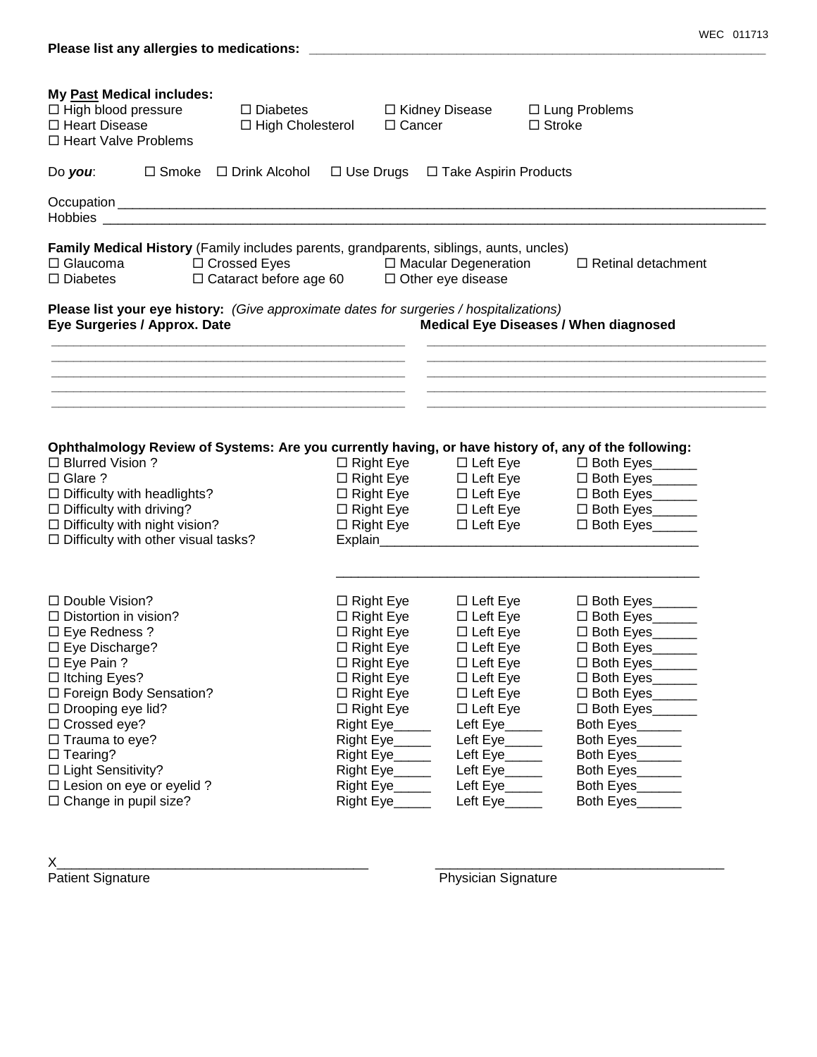**Please list any allergies to medications:** ______________________________________________________________

**My Past Medical includes:**

☐ High blood pressure ☐ Diabetes ☐ Kidney Disease ☐ Lung Problems
☐ Heart Disease ☐ High Cholesterol ☐ Cancer ☐ Stroke
☐ Heart Valve Problems

Do ***you***: ☐ Smoke ☐ Drink Alcohol ☐ Use Drugs ☐ Take Aspirin Products

Occupation ______________________________________________________________
Hobbies ______________________________________________________________

**Family Medical History** (Family includes parents, grandparents, siblings, aunts, uncles)

☐ Glaucoma ☐ Crossed Eyes ☐ Macular Degeneration ☐ Retinal detachment
☐ Diabetes ☐ Cataract before age 60 ☐ Other eye disease

**Please list your eye history:** *(Give approximate dates for surgeries / hospitalizations)*

| Eye Surgeries / Approx. Date | Medical Eye Diseases / When diagnosed |
|---|---|
| ______________________ | ______________________ |
| ______________________ | ______________________ |
| ______________________ | ______________________ |
| ______________________ | ______________________ |
| ______________________ | ______________________ |

**Ophthalmology Review of Systems: Are you currently having, or have history of, any of the following:**

| | | | |
|---|---|---|---|
| ☐ Blurred Vision ? | ☐ Right Eye | ☐ Left Eye | ☐ Both Eyes______ |
| ☐ Glare ? | ☐ Right Eye | ☐ Left Eye | ☐ Both Eyes______ |
| ☐ Difficulty with headlights? | ☐ Right Eye | ☐ Left Eye | ☐ Both Eyes______ |
| ☐ Difficulty with driving? | ☐ Right Eye | ☐ Left Eye | ☐ Both Eyes______ |
| ☐ Difficulty with night vision? | ☐ Right Eye | ☐ Left Eye | ☐ Both Eyes______ |
| ☐ Difficulty with other visual tasks? | Explain______________________________ | | |
| ☐ Double Vision? | ☐ Right Eye | ☐ Left Eye | ☐ Both Eyes______ |
| ☐ Distortion in vision? | ☐ Right Eye | ☐ Left Eye | ☐ Both Eyes______ |
| ☐ Eye Redness ? | ☐ Right Eye | ☐ Left Eye | ☐ Both Eyes______ |
| ☐ Eye Discharge? | ☐ Right Eye | ☐ Left Eye | ☐ Both Eyes______ |
| ☐ Eye Pain ? | ☐ Right Eye | ☐ Left Eye | ☐ Both Eyes______ |
| ☐ Itching Eyes? | ☐ Right Eye | ☐ Left Eye | ☐ Both Eyes______ |
| ☐ Foreign Body Sensation? | ☐ Right Eye | ☐ Left Eye | ☐ Both Eyes______ |
| ☐ Drooping eye lid? | ☐ Right Eye | ☐ Left Eye | ☐ Both Eyes______ |
| ☐ Crossed eye? | Right Eye_____ | Left Eye_____ | Both Eyes______ |
| ☐ Trauma to eye? | Right Eye_____ | Left Eye_____ | Both Eyes______ |
| ☐ Tearing? | Right Eye_____ | Left Eye_____ | Both Eyes______ |
| ☐ Light Sensitivity? | Right Eye_____ | Left Eye_____ | Both Eyes______ |
| ☐ Lesion on eye or eyelid ? | Right Eye_____ | Left Eye_____ | Both Eyes______ |
| ☐ Change in pupil size? | Right Eye_____ | Left Eye_____ | Both Eyes______ |

X______________________________ ______________________________
Patient Signature Physician Signature